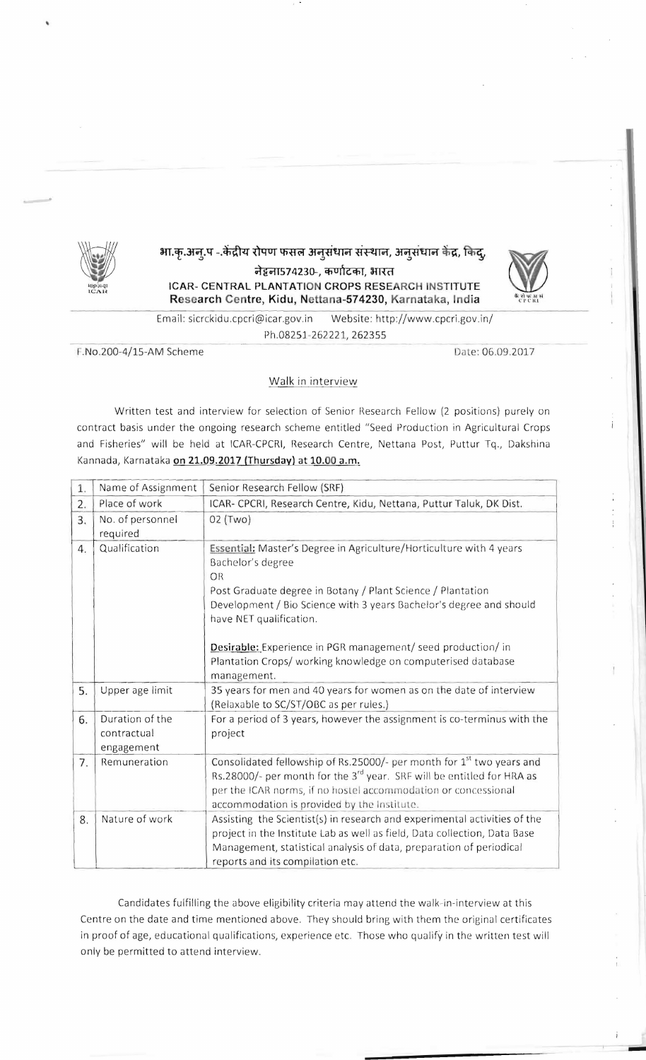भा.कृ.अनु.प -.केंद्रीय रोपण फसल अनुसंधान संस्थान, अनुसंधान केंद्र, किदु, नेट्टना574230-, कर्णाटका, भारत

**ICAR- CENTRAL PLANTATION CROPS RESEARCH INSTITUTE**
**Research Centre, Kidu, Nettana-574230, Karnataka, India**

Email: sicrckidu.cpcri@icar.gov.in Website: http://www.cpcri.gov.in/
Ph.08251-262221, 262355

F.No.200-4/15-AM Scheme

Date: 06.09.2017

## Walk in interview

Written test and interview for selection of Senior Research Fellow (2 positions) purely on contract basis under the ongoing research scheme entitled "Seed Production in Agricultural Crops and Fisheries" will be held at ICAR-CPCRI, Research Centre, Nettana Post, Puttur Tq., Dakshina Kannada, Karnataka **on 21.09.2017 (Thursday) at 10.00 a.m.**

| | | |
|---|---|---|
| 1. | Name of Assignment | Senior Research Fellow (SRF) |
| 2. | Place of work | ICAR- CPCRI, Research Centre, Kidu, Nettana, Puttur Taluk, DK Dist. |
| 3. | No. of personnel required | 02 (Two) |
| 4. | Qualification | **Essential:** Master's Degree in Agriculture/Horticulture with 4 years Bachelor's degree<br>OR<br>Post Graduate degree in Botany / Plant Science / Plantation Development / Bio Science with 3 years Bachelor's degree and should have NET qualification.<br><br>**Desirable:** Experience in PGR management/ seed production/ in Plantation Crops/ working knowledge on computerised database management. |
| 5. | Upper age limit | 35 years for men and 40 years for women as on the date of interview (Relaxable to SC/ST/OBC as per rules.) |
| 6. | Duration of the contractual engagement | For a period of 3 years, however the assignment is co-terminus with the project |
| 7. | Remuneration | Consolidated fellowship of Rs.25000/- per month for 1st two years and Rs.28000/- per month for the 3rd year. SRF will be entitled for HRA as per the ICAR norms, if no hostel accommodation or concessional accommodation is provided by the Institute. |
| 8. | Nature of work | Assisting the Scientist(s) in research and experimental activities of the project in the Institute Lab as well as field, Data collection, Data Base Management, statistical analysis of data, preparation of periodical reports and its compilation etc. |

Candidates fulfilling the above eligibility criteria may attend the walk-in-interview at this Centre on the date and time mentioned above. They should bring with them the original certificates in proof of age, educational qualifications, experience etc. Those who qualify in the written test will only be permitted to attend interview.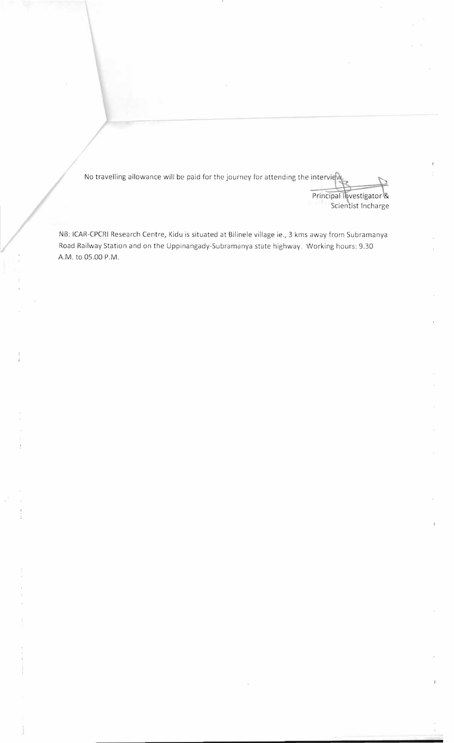No travelling allowance will be paid for the journey for attending the interview.

Principal Investigator &
Scientist Incharge

NB: ICAR-CPCRI Research Centre, Kidu is situated at Bilinele village ie., 3 kms away from Subramanya Road Railway Station and on the Uppinangady-Subramanya state highway. Working hours: 9.30 A.M. to 05.00 P.M.